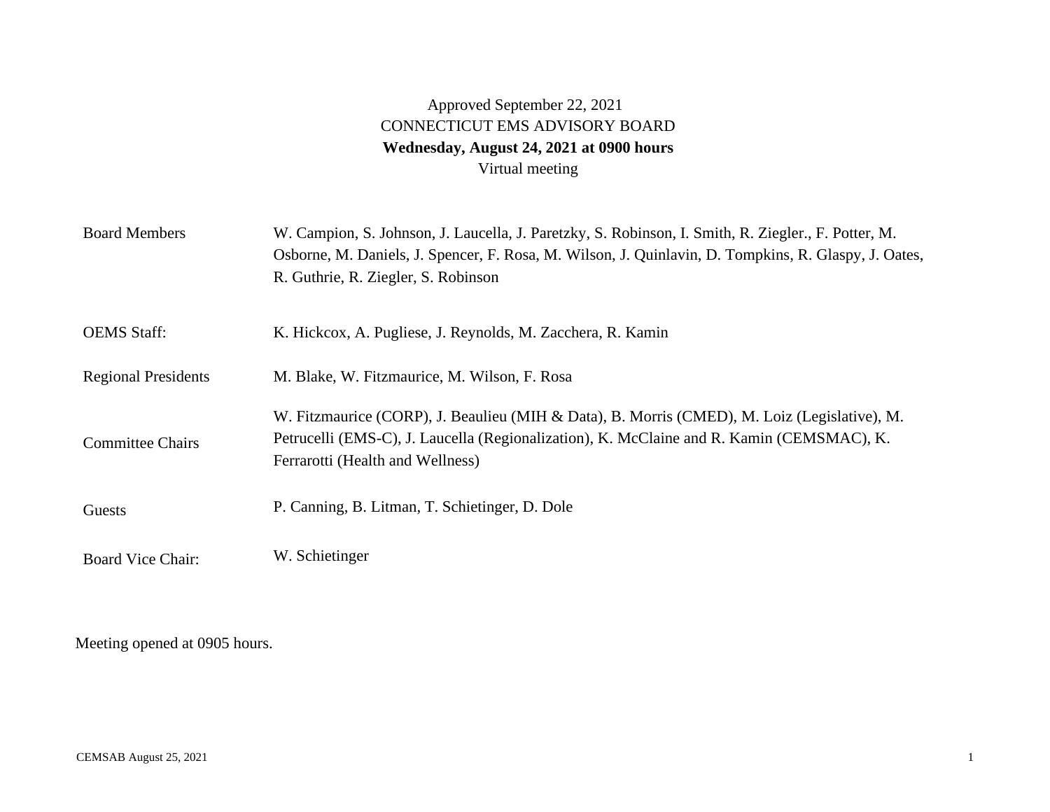Approved September 22, 2021

CONNECTICUT EMS ADVISORY BOARD

**Wednesday, August 24, 2021 at 0900 hours**

Virtual meeting

| | |
|---|---|
| Board Members | W. Campion, S. Johnson, J. Laucella, J. Paretzky, S. Robinson, I. Smith, R. Ziegler., F. Potter, M. Osborne, M. Daniels, J. Spencer, F. Rosa, M. Wilson, J. Quinlavin, D. Tompkins, R. Glaspy, J. Oates, R. Guthrie, R. Ziegler, S. Robinson |
| OEMS Staff: | K. Hickcox, A. Pugliese, J. Reynolds, M. Zacchera, R. Kamin |
| Regional Presidents | M. Blake, W. Fitzmaurice, M. Wilson, F. Rosa |
| Committee Chairs | W. Fitzmaurice (CORP), J. Beaulieu (MIH & Data), B. Morris (CMED), M. Loiz (Legislative), M. Petrucelli (EMS-C), J. Laucella (Regionalization), K. McClaine and R. Kamin (CEMSMAC), K. Ferrarotti (Health and Wellness) |
| Guests | P. Canning, B. Litman, T. Schietinger, D. Dole |
| Board Vice Chair: | W. Schietinger |

Meeting opened at 0905 hours.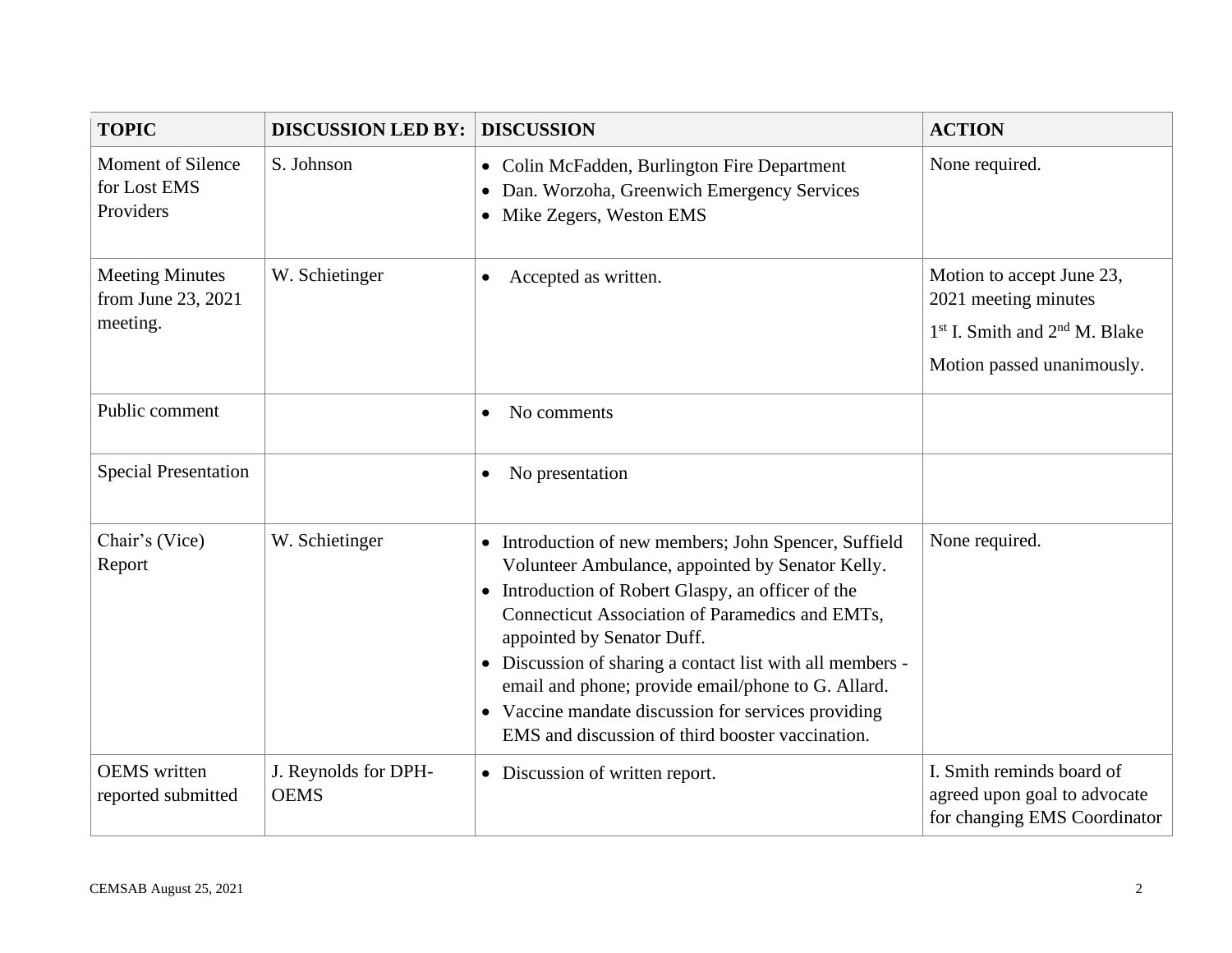| TOPIC | DISCUSSION LED BY: | DISCUSSION | ACTION |
|---|---|---|---|
| Moment of Silence for Lost EMS Providers | S. Johnson | • Colin McFadden, Burlington Fire Department<br>• Dan. Worzoha, Greenwich Emergency Services<br>• Mike Zegers, Weston EMS | None required. |
| Meeting Minutes from June 23, 2021 meeting. | W. Schietinger | • Accepted as written. | Motion to accept June 23, 2021 meeting minutes<br>1st I. Smith and 2nd M. Blake<br>Motion passed unanimously. |
| Public comment | | • No comments | |
| Special Presentation | | • No presentation | |
| Chair's (Vice) Report | W. Schietinger | • Introduction of new members; John Spencer, Suffield Volunteer Ambulance, appointed by Senator Kelly.<br>• Introduction of Robert Glaspy, an officer of the Connecticut Association of Paramedics and EMTs, appointed by Senator Duff.<br>• Discussion of sharing a contact list with all members - email and phone; provide email/phone to G. Allard.<br>• Vaccine mandate discussion for services providing EMS and discussion of third booster vaccination. | None required. |
| OEMS written reported submitted | J. Reynolds for DPH-OEMS | • Discussion of written report. | I. Smith reminds board of agreed upon goal to advocate for changing EMS Coordinator |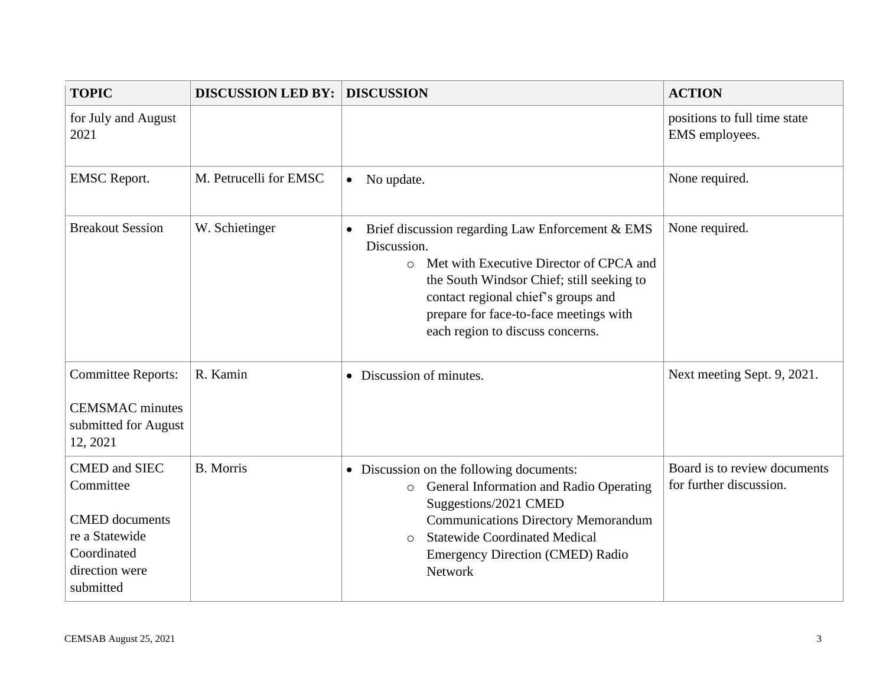| TOPIC | DISCUSSION LED BY: | DISCUSSION | ACTION |
|---|---|---|---|
| for July and August 2021 | | | positions to full time state EMS employees. |
| EMSC Report. | M. Petrucelli for EMSC | • No update. | None required. |
| Breakout Session | W. Schietinger | • Brief discussion regarding Law Enforcement & EMS Discussion.<br>  ○ Met with Executive Director of CPCA and the South Windsor Chief; still seeking to contact regional chief's groups and prepare for face-to-face meetings with each region to discuss concerns. | None required. |
| Committee Reports:<br><br>CEMSMAC minutes submitted for August 12, 2021 | R. Kamin | • Discussion of minutes. | Next meeting Sept. 9, 2021. |
| CMED and SIEC Committee<br><br>CMED documents re a Statewide Coordinated direction were submitted | B. Morris | • Discussion on the following documents:<br>  ○ General Information and Radio Operating Suggestions/2021 CMED Communications Directory Memorandum<br>  ○ Statewide Coordinated Medical Emergency Direction (CMED) Radio Network | Board is to review documents for further discussion. |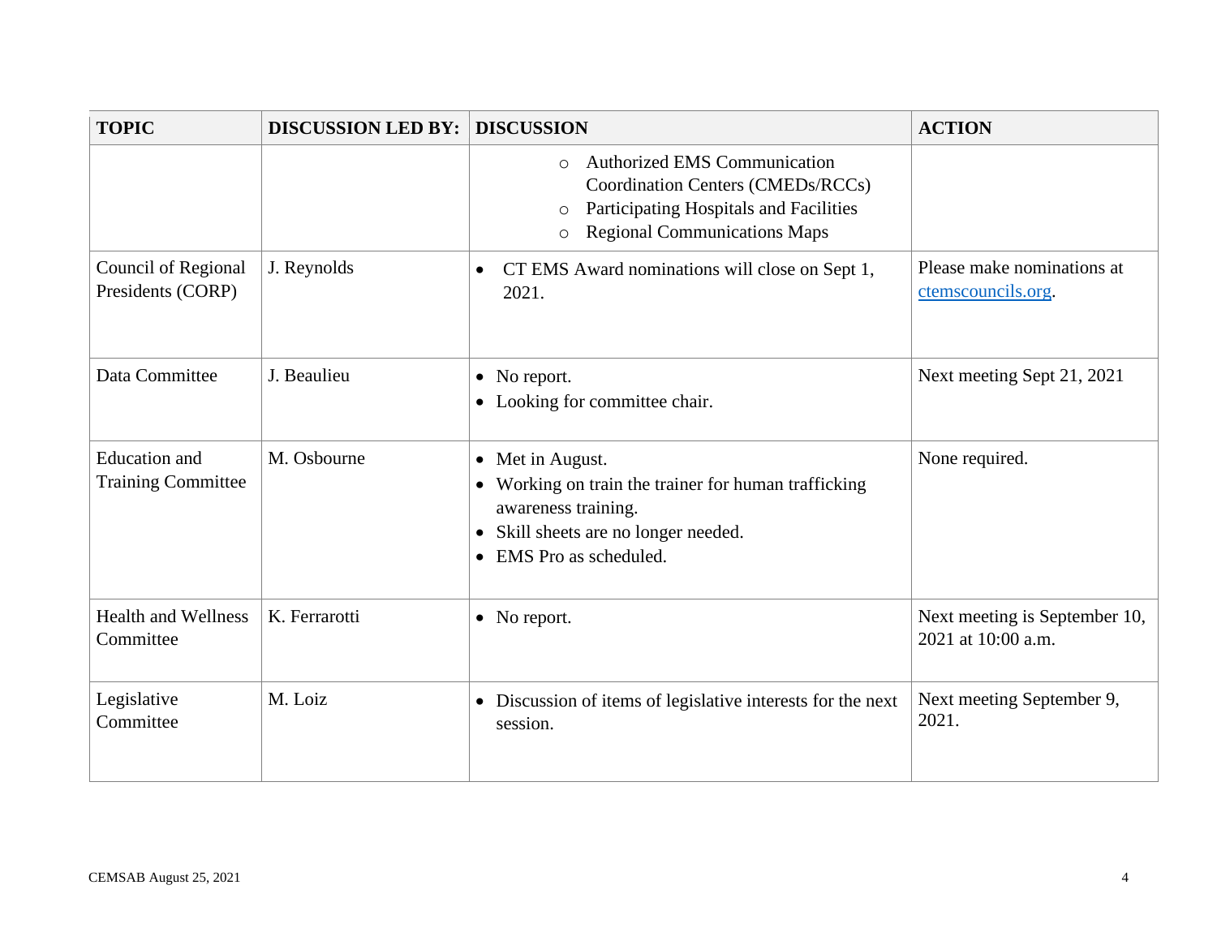| TOPIC | DISCUSSION LED BY: | DISCUSSION | ACTION |
|---|---|---|---|
| | | ◦ Authorized EMS Communication Coordination Centers (CMEDs/RCCs)<br>◦ Participating Hospitals and Facilities<br>◦ Regional Communications Maps | |
| Council of Regional Presidents (CORP) | J. Reynolds | • CT EMS Award nominations will close on Sept 1, 2021. | Please make nominations at ctemscouncils.org. |
| Data Committee | J. Beaulieu | • No report.<br>• Looking for committee chair. | Next meeting Sept 21, 2021 |
| Education and Training Committee | M. Osbourne | • Met in August.<br>• Working on train the trainer for human trafficking awareness training.<br>• Skill sheets are no longer needed.<br>• EMS Pro as scheduled. | None required. |
| Health and Wellness Committee | K. Ferrarotti | • No report. | Next meeting is September 10, 2021 at 10:00 a.m. |
| Legislative Committee | M. Loiz | • Discussion of items of legislative interests for the next session. | Next meeting September 9, 2021. |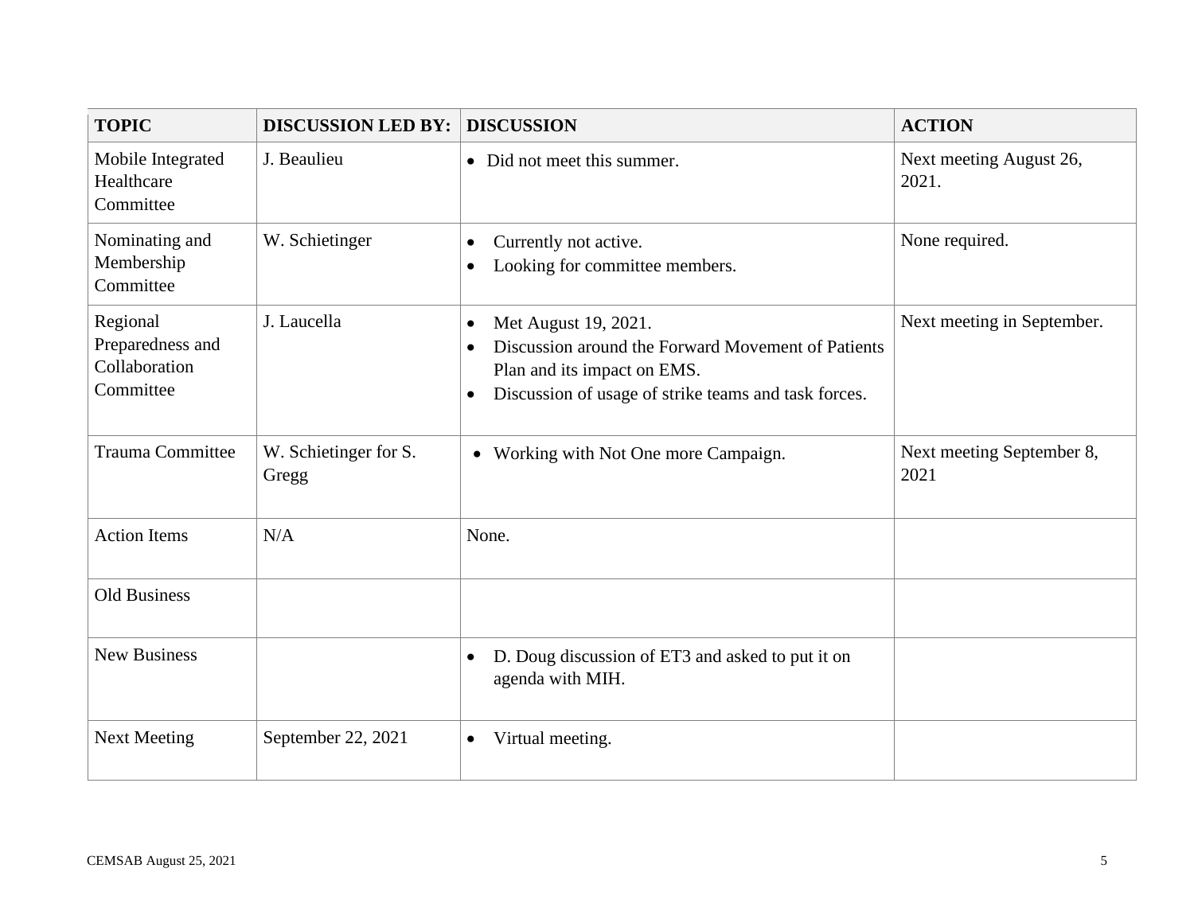| TOPIC | DISCUSSION LED BY: | DISCUSSION | ACTION |
|---|---|---|---|
| Mobile Integrated Healthcare Committee | J. Beaulieu | • Did not meet this summer. | Next meeting August 26, 2021. |
| Nominating and Membership Committee | W. Schietinger | • Currently not active.<br>• Looking for committee members. | None required. |
| Regional Preparedness and Collaboration Committee | J. Laucella | • Met August 19, 2021.<br>• Discussion around the Forward Movement of Patients Plan and its impact on EMS.<br>• Discussion of usage of strike teams and task forces. | Next meeting in September. |
| Trauma Committee | W. Schietinger for S. Gregg | • Working with Not One more Campaign. | Next meeting September 8, 2021 |
| Action Items | N/A | None. | |
| Old Business | | | |
| New Business | | • D. Doug discussion of ET3 and asked to put it on agenda with MIH. | |
| Next Meeting | September 22, 2021 | • Virtual meeting. | |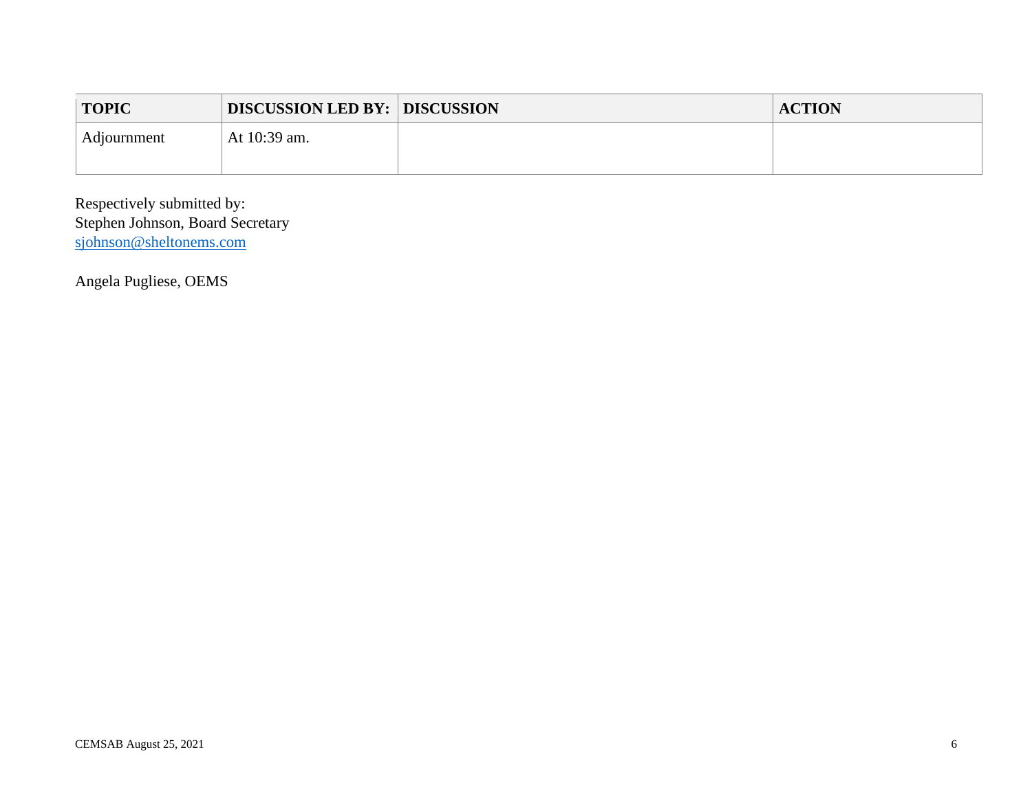| TOPIC | DISCUSSION LED BY: | DISCUSSION | ACTION |
|---|---|---|---|
| Adjournment | At 10:39 am. | | |

Respectively submitted by:
Stephen Johnson, Board Secretary
sjohnson@sheltonems.com

Angela Pugliese, OEMS